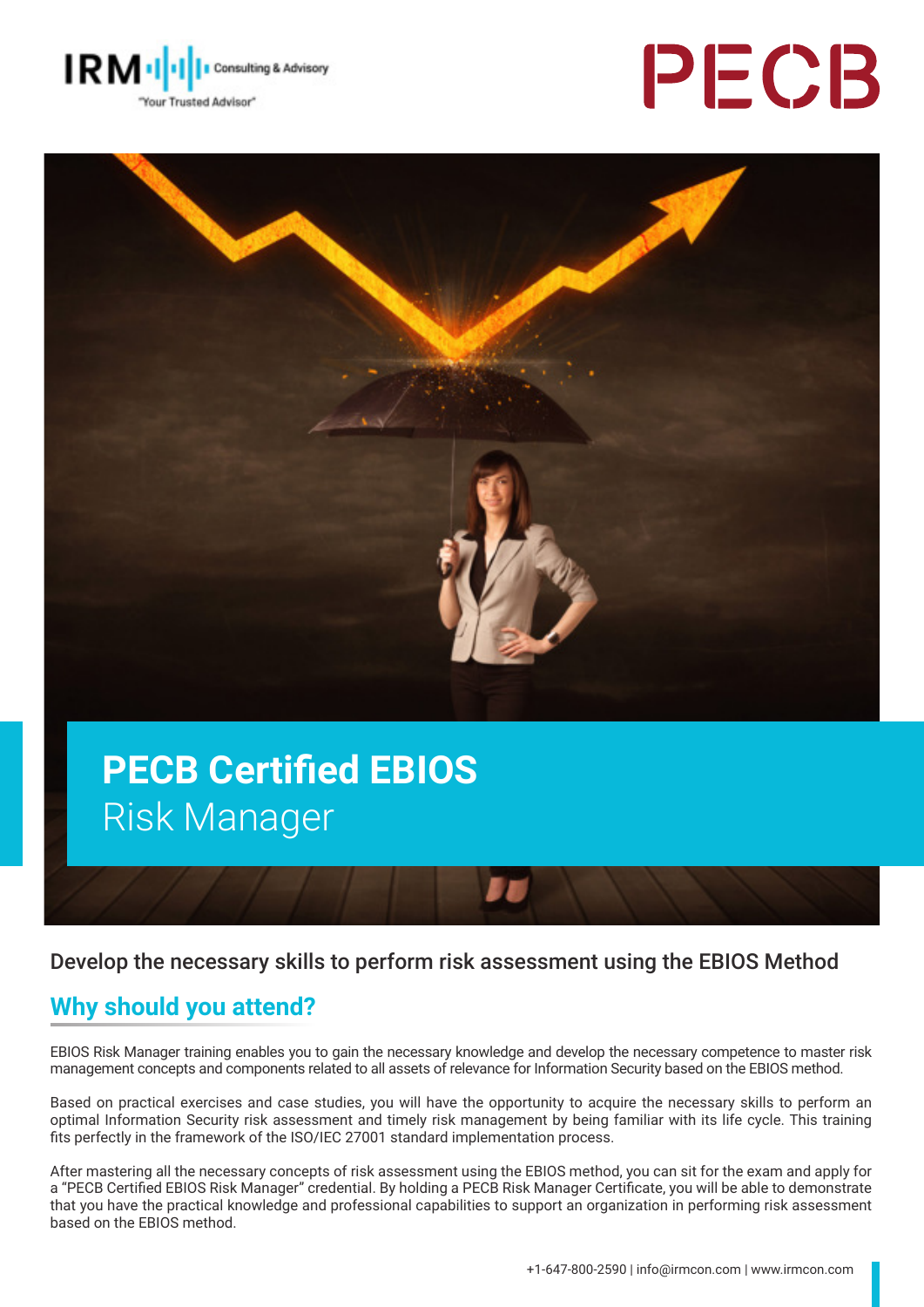# PECB Certified EBIOS Risk Manager

Develop the necessary skills to perform risk assessment using the EBIOS Method

## Why should you attend?

EBIOS Risk Manager training enables you to gain the necessary knowledge and develop the necessary competence to master risk management concepts and components related to all assets of relevance for Information Security based on the EBIOS method.

Based on practical exercises and case studies, you will have the opportunity to acquire the necessary skills to perform an optimal Information Security risk assessment and timely risk management by being familiar with its life cycle. This training fits perfectly in the framework of the ISO/IEC 27001 standard implementation process.

After mastering all the necessary concepts of risk assessment using the EBIOS method, you can sit for the exam and apply for a "PECB Certified EBIOS Risk Manager" credential. By holding a PECB Risk Manager Certificate, you will be able to demonstrate that you have the practical knowledge and professional capabilities to support an organization in performing risk assessment based on the EBIOS method.

+1-647-800-2590 | info@irmcon.com | www.irmcon.com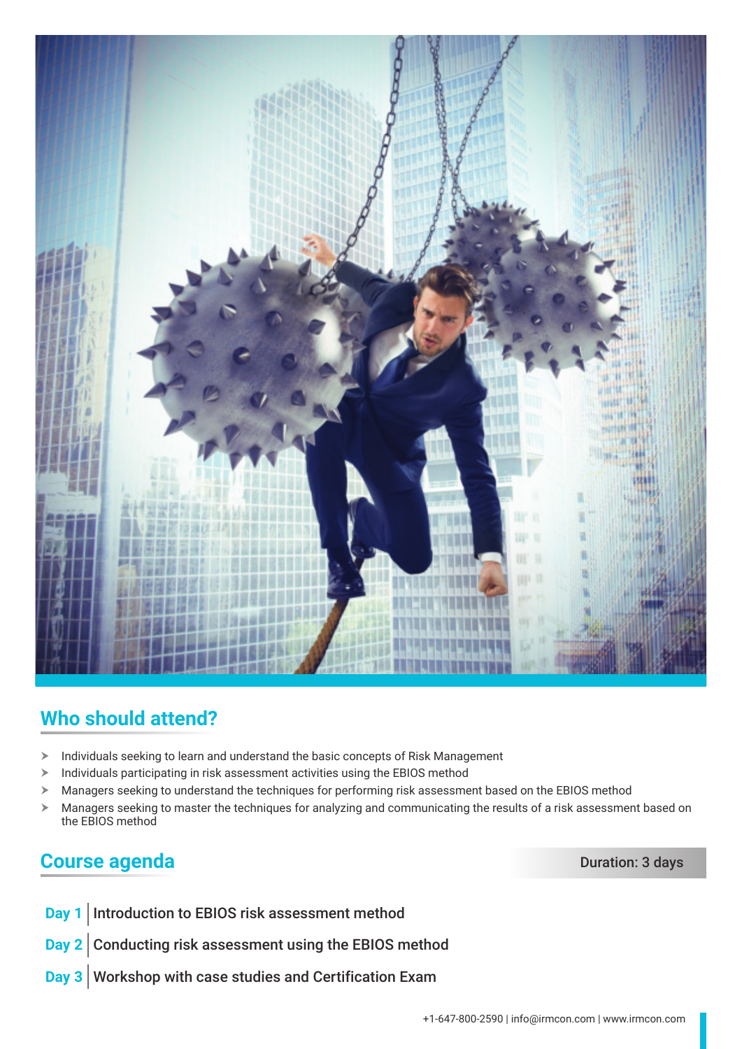## Who should attend?

- Individuals seeking to learn and understand the basic concepts of Risk Management
- Individuals participating in risk assessment activities using the EBIOS method
- Managers seeking to understand the techniques for performing risk assessment based on the EBIOS method
- Managers seeking to master the techniques for analyzing and communicating the results of a risk assessment based on the EBIOS method

## Course agenda

**Duration: 3 days**

**Day 1** | Introduction to EBIOS risk assessment method

**Day 2** | Conducting risk assessment using the EBIOS method

**Day 3** | Workshop with case studies and Certification Exam

+1-647-800-2590 | info@irmcon.com | www.irmcon.com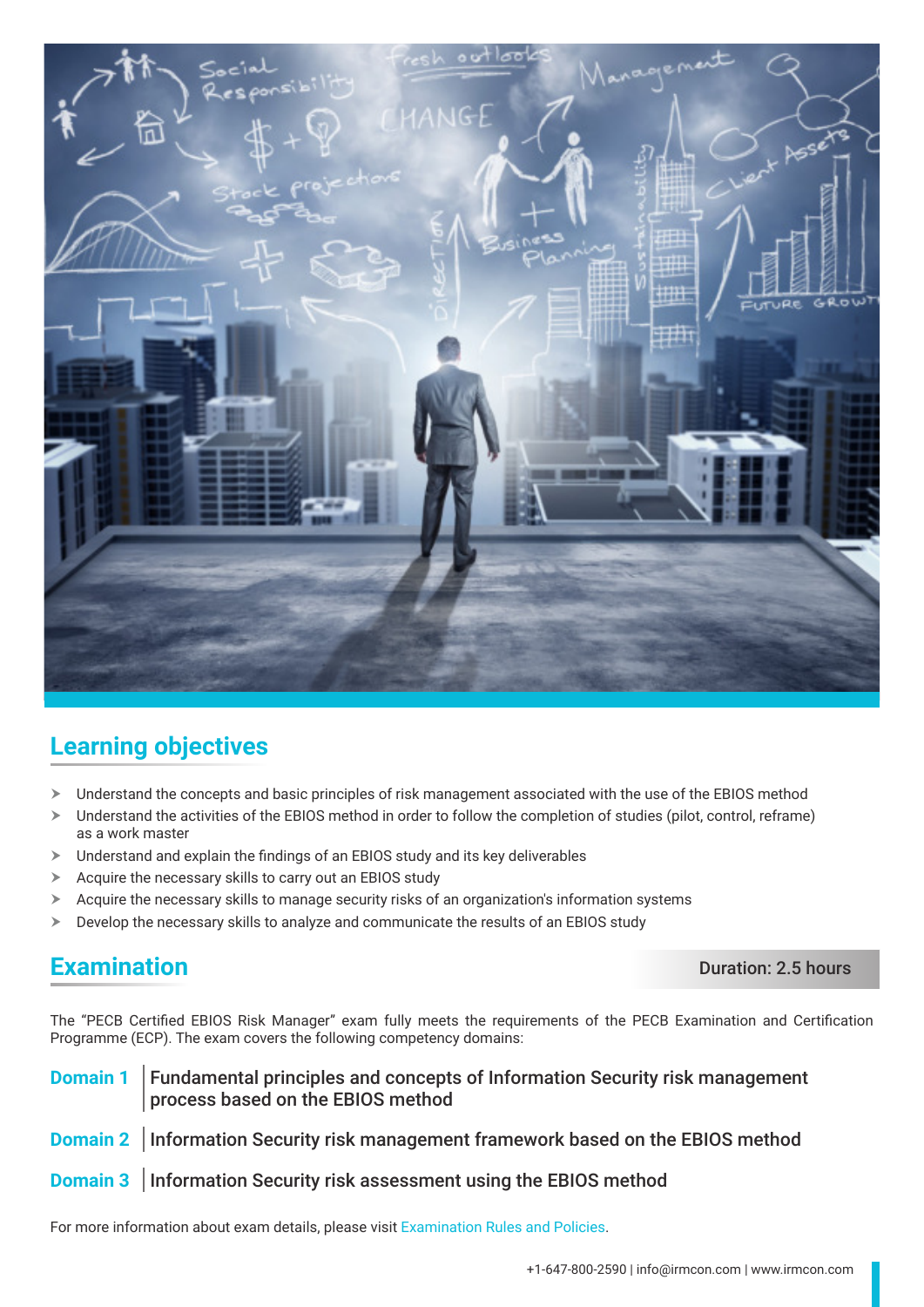## Learning objectives

- Understand the concepts and basic principles of risk management associated with the use of the EBIOS method
- Understand the activities of the EBIOS method in order to follow the completion of studies (pilot, control, reframe) as a work master
- Understand and explain the findings of an EBIOS study and its key deliverables
- Acquire the necessary skills to carry out an EBIOS study
- Acquire the necessary skills to manage security risks of an organization's information systems
- Develop the necessary skills to analyze and communicate the results of an EBIOS study

## Examination

Duration: 2.5 hours

The "PECB Certified EBIOS Risk Manager" exam fully meets the requirements of the PECB Examination and Certification Programme (ECP). The exam covers the following competency domains:

**Domain 1** | **Fundamental principles and concepts of Information Security risk management process based on the EBIOS method**

**Domain 2** | **Information Security risk management framework based on the EBIOS method**

**Domain 3** | **Information Security risk assessment using the EBIOS method**

For more information about exam details, please visit Examination Rules and Policies.

+1-647-800-2590 | info@irmcon.com | www.irmcon.com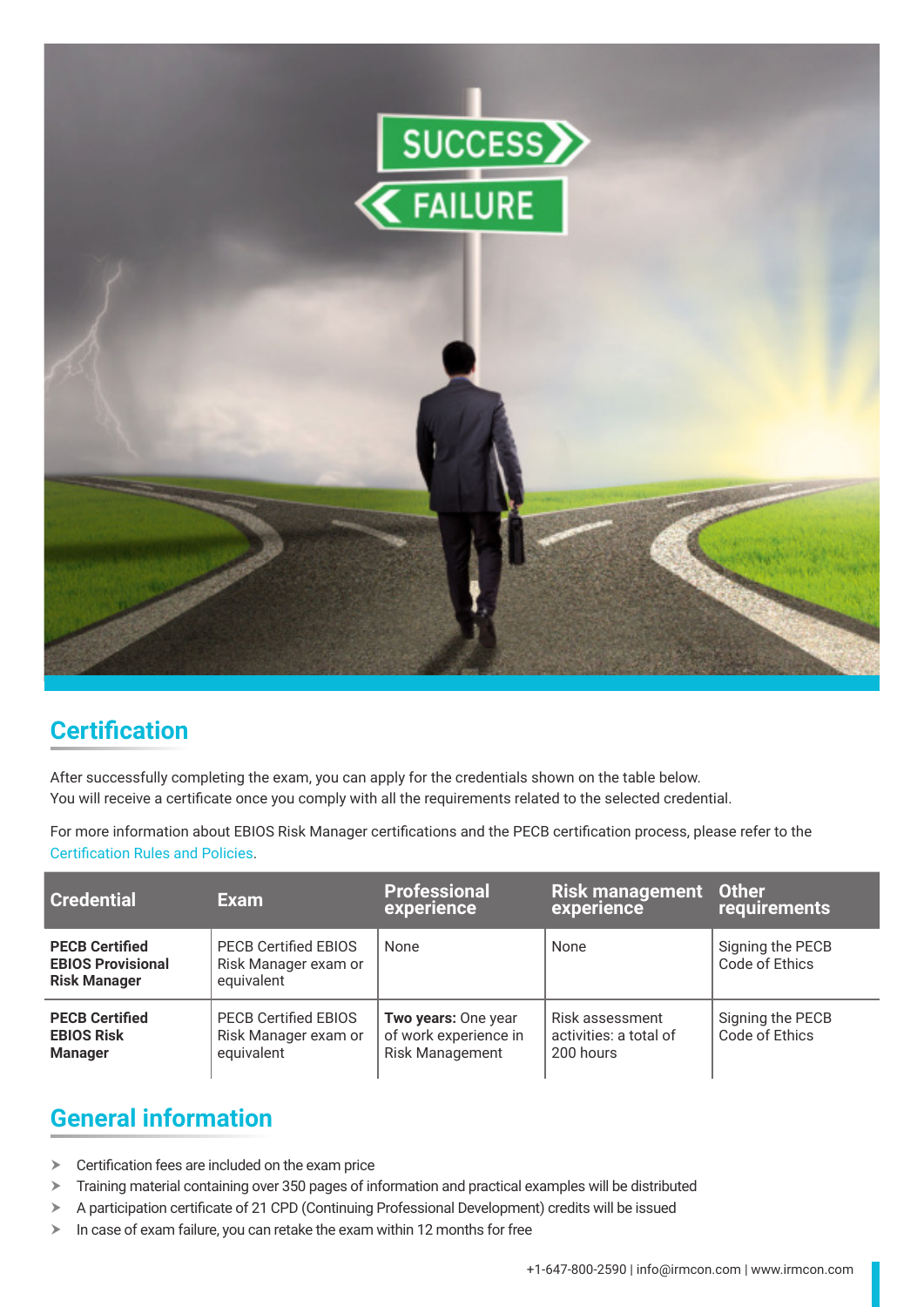## Certification

After successfully completing the exam, you can apply for the credentials shown on the table below.
You will receive a certificate once you comply with all the requirements related to the selected credential.

For more information about EBIOS Risk Manager certifications and the PECB certification process, please refer to the Certification Rules and Policies.

| Credential | Exam | Professional experience | Risk management experience | Other requirements |
|---|---|---|---|---|
| **PECB Certified EBIOS Provisional Risk Manager** | PECB Certified EBIOS Risk Manager exam or equivalent | None | None | Signing the PECB Code of Ethics |
| **PECB Certified EBIOS Risk Manager** | PECB Certified EBIOS Risk Manager exam or equivalent | **Two years:** One year of work experience in Risk Management | Risk assessment activities: a total of 200 hours | Signing the PECB Code of Ethics |

## General information

- Certification fees are included on the exam price
- Training material containing over 350 pages of information and practical examples will be distributed
- A participation certificate of 21 CPD (Continuing Professional Development) credits will be issued
- In case of exam failure, you can retake the exam within 12 months for free

+1-647-800-2590 | info@irmcon.com | www.irmcon.com